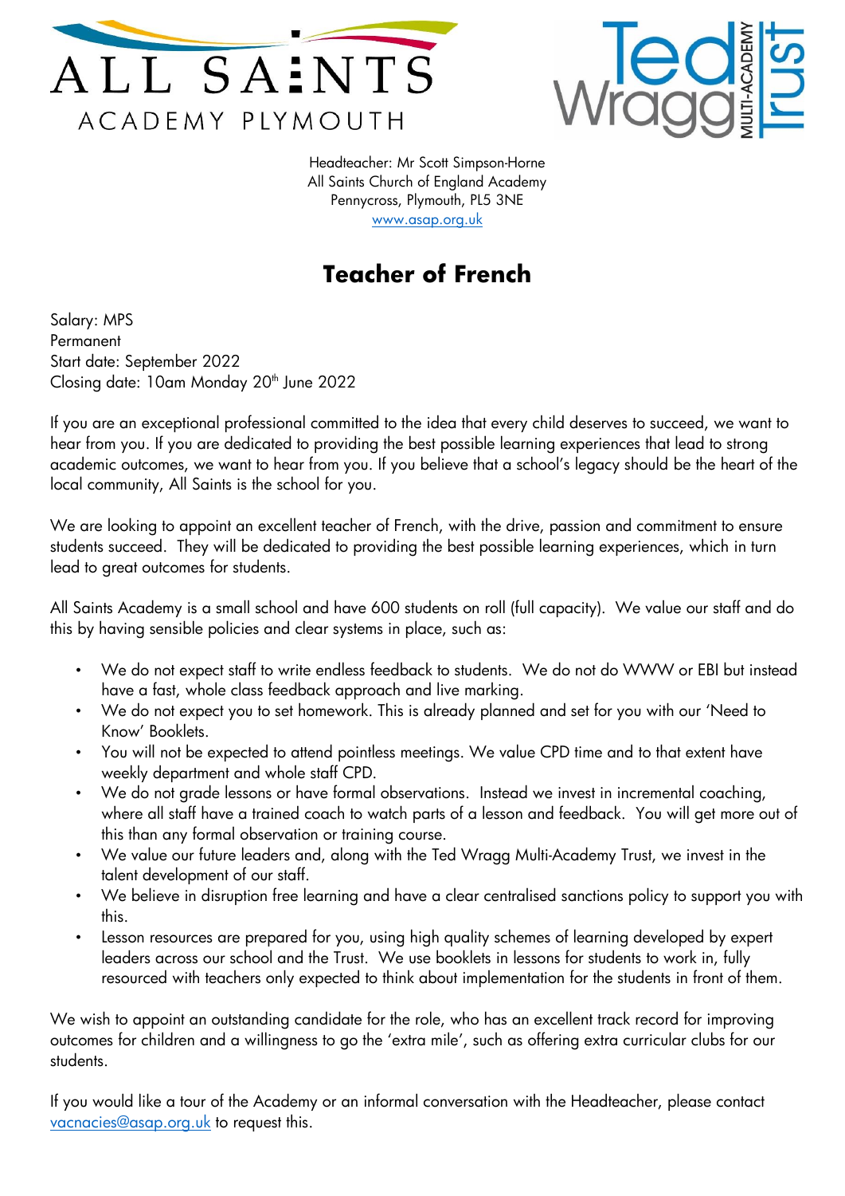ALL SAINTS ACADEMY PLYMOUTH

Ted Wragg MULTI-ACADEMY Trust

Headteacher: Mr Scott Simpson-Horne
All Saints Church of England Academy
Pennycross, Plymouth, PL5 3NE
www.asap.org.uk

# Teacher of French

Salary: MPS
Permanent
Start date: September 2022
Closing date: 10am Monday 20th June 2022

If you are an exceptional professional committed to the idea that every child deserves to succeed, we want to hear from you. If you are dedicated to providing the best possible learning experiences that lead to strong academic outcomes, we want to hear from you. If you believe that a school's legacy should be the heart of the local community, All Saints is the school for you.

We are looking to appoint an excellent teacher of French, with the drive, passion and commitment to ensure students succeed. They will be dedicated to providing the best possible learning experiences, which in turn lead to great outcomes for students.

All Saints Academy is a small school and have 600 students on roll (full capacity). We value our staff and do this by having sensible policies and clear systems in place, such as:

- We do not expect staff to write endless feedback to students. We do not do WWW or EBI but instead have a fast, whole class feedback approach and live marking.
- We do not expect you to set homework. This is already planned and set for you with our 'Need to Know' Booklets.
- You will not be expected to attend pointless meetings. We value CPD time and to that extent have weekly department and whole staff CPD.
- We do not grade lessons or have formal observations. Instead we invest in incremental coaching, where all staff have a trained coach to watch parts of a lesson and feedback. You will get more out of this than any formal observation or training course.
- We value our future leaders and, along with the Ted Wragg Multi-Academy Trust, we invest in the talent development of our staff.
- We believe in disruption free learning and have a clear centralised sanctions policy to support you with this.
- Lesson resources are prepared for you, using high quality schemes of learning developed by expert leaders across our school and the Trust. We use booklets in lessons for students to work in, fully resourced with teachers only expected to think about implementation for the students in front of them.

We wish to appoint an outstanding candidate for the role, who has an excellent track record for improving outcomes for children and a willingness to go the 'extra mile', such as offering extra curricular clubs for our students.

If you would like a tour of the Academy or an informal conversation with the Headteacher, please contact vacnacies@asap.org.uk to request this.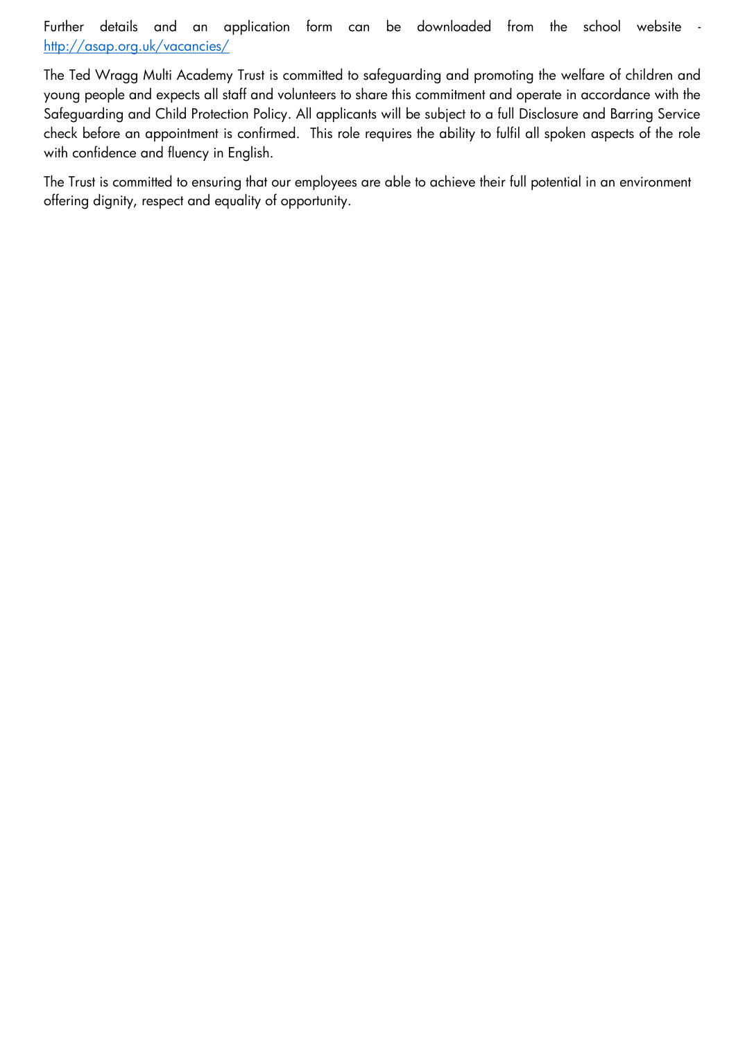Further details and an application form can be downloaded from the school website - [http://asap.org.uk/vacancies/](http://asap.org.uk/vacancies/)

The Ted Wragg Multi Academy Trust is committed to safeguarding and promoting the welfare of children and young people and expects all staff and volunteers to share this commitment and operate in accordance with the Safeguarding and Child Protection Policy. All applicants will be subject to a full Disclosure and Barring Service check before an appointment is confirmed. This role requires the ability to fulfil all spoken aspects of the role with confidence and fluency in English.

The Trust is committed to ensuring that our employees are able to achieve their full potential in an environment offering dignity, respect and equality of opportunity.